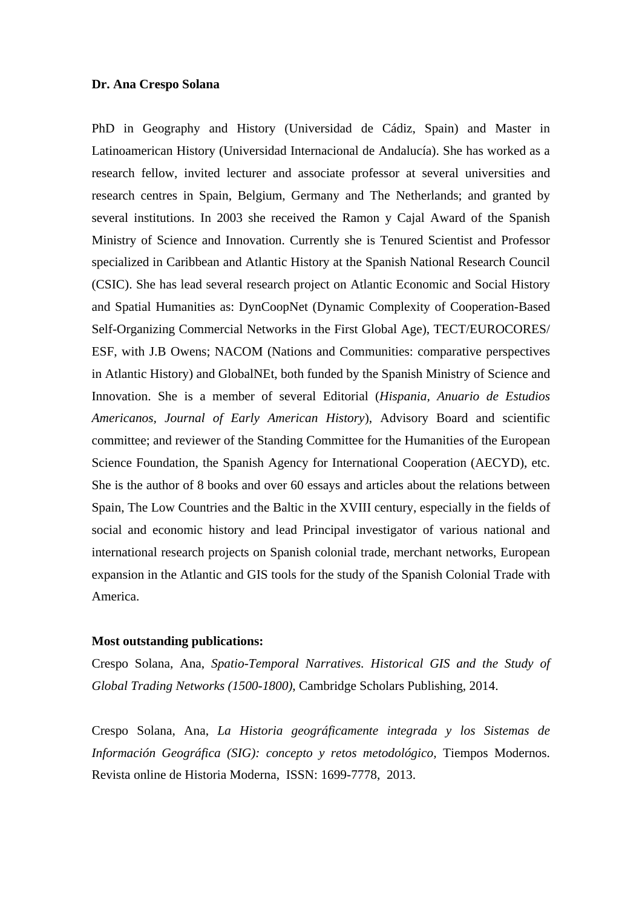**Dr. Ana Crespo Solana**

PhD in Geography and History (Universidad de Cádiz, Spain) and Master in Latinoamerican History (Universidad Internacional de Andalucía). She has worked as a research fellow, invited lecturer and associate professor at several universities and research centres in Spain, Belgium, Germany and The Netherlands; and granted by several institutions. In 2003 she received the Ramon y Cajal Award of the Spanish Ministry of Science and Innovation. Currently she is Tenured Scientist and Professor specialized in Caribbean and Atlantic History at the Spanish National Research Council (CSIC). She has lead several research project on Atlantic Economic and Social History and Spatial Humanities as: DynCoopNet (Dynamic Complexity of Cooperation-Based Self-Organizing Commercial Networks in the First Global Age), TECT/EUROCORES/ ESF, with J.B Owens; NACOM (Nations and Communities: comparative perspectives in Atlantic History) and GlobalNEt, both funded by the Spanish Ministry of Science and Innovation. She is a member of several Editorial (*Hispania, Anuario de Estudios Americanos, Journal of Early American History*), Advisory Board and scientific committee; and reviewer of the Standing Committee for the Humanities of the European Science Foundation, the Spanish Agency for International Cooperation (AECYD), etc. She is the author of 8 books and over 60 essays and articles about the relations between Spain, The Low Countries and the Baltic in the XVIII century, especially in the fields of social and economic history and lead Principal investigator of various national and international research projects on Spanish colonial trade, merchant networks, European expansion in the Atlantic and GIS tools for the study of the Spanish Colonial Trade with America.

**Most outstanding publications:**

Crespo Solana, Ana, *Spatio-Temporal Narratives. Historical GIS and the Study of Global Trading Networks (1500-1800)*, Cambridge Scholars Publishing, 2014.

Crespo Solana, Ana, *La Historia geográficamente integrada y los Sistemas de Información Geográfica (SIG): concepto y retos metodológico,* Tiempos Modernos. Revista online de Historia Moderna, ISSN: 1699-7778, 2013.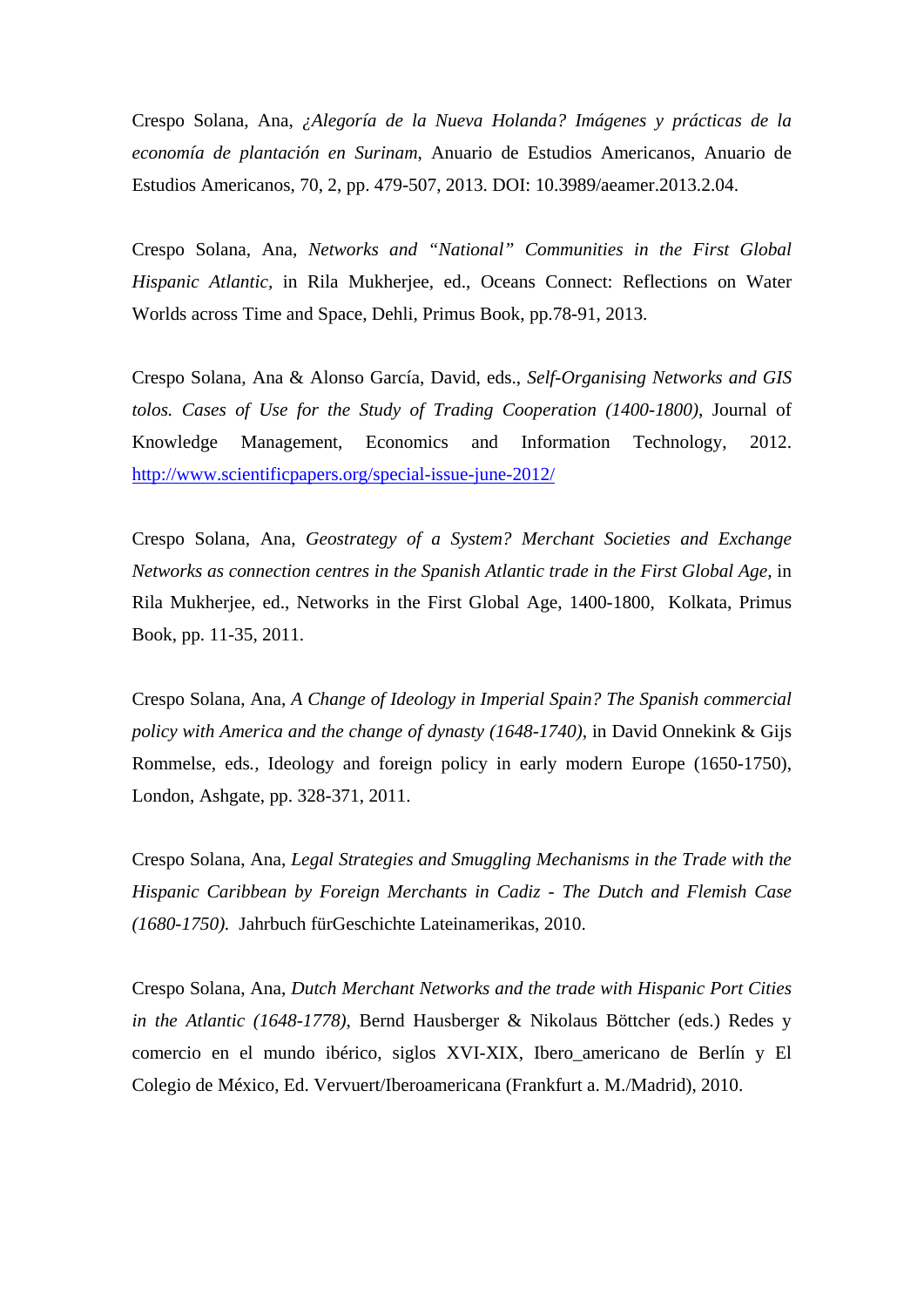Crespo Solana, Ana, *¿Alegoría de la Nueva Holanda? Imágenes y prácticas de la economía de plantación en Surinam*, Anuario de Estudios Americanos, Anuario de Estudios Americanos, 70, 2, pp. 479-507, 2013. DOI: 10.3989/aeamer.2013.2.04.

Crespo Solana, Ana, *Networks and "National" Communities in the First Global Hispanic Atlantic*, in Rila Mukherjee, ed., Oceans Connect: Reflections on Water Worlds across Time and Space, Dehli, Primus Book, pp.78-91, 2013.

Crespo Solana, Ana & Alonso García, David, eds., *Self-Organising Networks and GIS tolos. Cases of Use for the Study of Trading Cooperation (1400-1800)*, Journal of Knowledge Management, Economics and Information Technology, 2012. [http://www.scientificpapers.org/special-issue-june-2012/](http://www.scientificpapers.org/special-issue-june-2012/)

Crespo Solana, Ana, *Geostrategy of a System? Merchant Societies and Exchange Networks as connection centres in the Spanish Atlantic trade in the First Global Age*, in Rila Mukherjee, ed., Networks in the First Global Age, 1400-1800, Kolkata, Primus Book, pp. 11-35, 2011.

Crespo Solana, Ana, *A Change of Ideology in Imperial Spain? The Spanish commercial policy with America and the change of dynasty (1648-1740)*, in David Onnekink & Gijs Rommelse, eds., Ideology and foreign policy in early modern Europe (1650-1750), London, Ashgate, pp. 328-371, 2011.

Crespo Solana, Ana, *Legal Strategies and Smuggling Mechanisms in the Trade with the Hispanic Caribbean by Foreign Merchants in Cadiz - The Dutch and Flemish Case (1680-1750).* Jahrbuch fürGeschichte Lateinamerikas, 2010.

Crespo Solana, Ana, *Dutch Merchant Networks and the trade with Hispanic Port Cities in the Atlantic (1648-1778)*, Bernd Hausberger & Nikolaus Böttcher (eds.) Redes y comercio en el mundo ibérico, siglos XVI-XIX, Ibero_americano de Berlín y El Colegio de México, Ed. Vervuert/Iberoamericana (Frankfurt a. M./Madrid), 2010.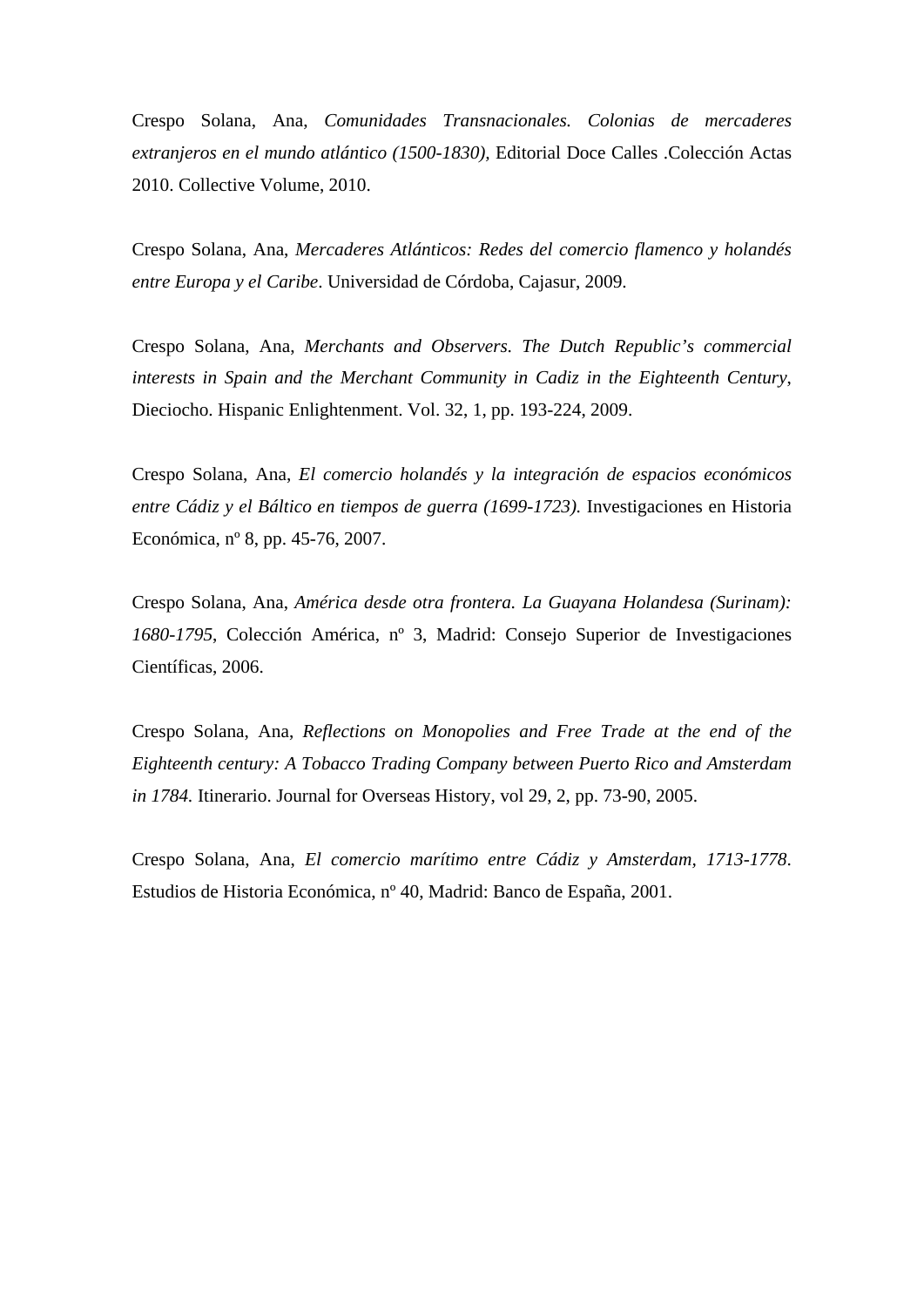Crespo Solana, Ana, *Comunidades Transnacionales. Colonias de mercaderes extranjeros en el mundo atlántico (1500-1830),* Editorial Doce Calles .Colección Actas 2010. Collective Volume, 2010.

Crespo Solana, Ana, *Mercaderes Atlánticos: Redes del comercio flamenco y holandés entre Europa y el Caribe*. Universidad de Córdoba, Cajasur, 2009.

Crespo Solana, Ana, *Merchants and Observers. The Dutch Republic's commercial interests in Spain and the Merchant Community in Cadiz in the Eighteenth Century*, Dieciocho. Hispanic Enlightenment. Vol. 32, 1, pp. 193-224, 2009.

Crespo Solana, Ana, *El comercio holandés y la integración de espacios económicos entre Cádiz y el Báltico en tiempos de guerra (1699-1723).* Investigaciones en Historia Económica, nº 8, pp. 45-76, 2007.

Crespo Solana, Ana, *América desde otra frontera. La Guayana Holandesa (Surinam): 1680-1795*, Colección América, nº 3, Madrid: Consejo Superior de Investigaciones Científicas, 2006.

Crespo Solana, Ana, *Reflections on Monopolies and Free Trade at the end of the Eighteenth century: A Tobacco Trading Company between Puerto Rico and Amsterdam in 1784.* Itinerario. Journal for Overseas History, vol 29, 2, pp. 73-90, 2005.

Crespo Solana, Ana, *El comercio marítimo entre Cádiz y Amsterdam, 1713-1778*. Estudios de Historia Económica, nº 40, Madrid: Banco de España, 2001.